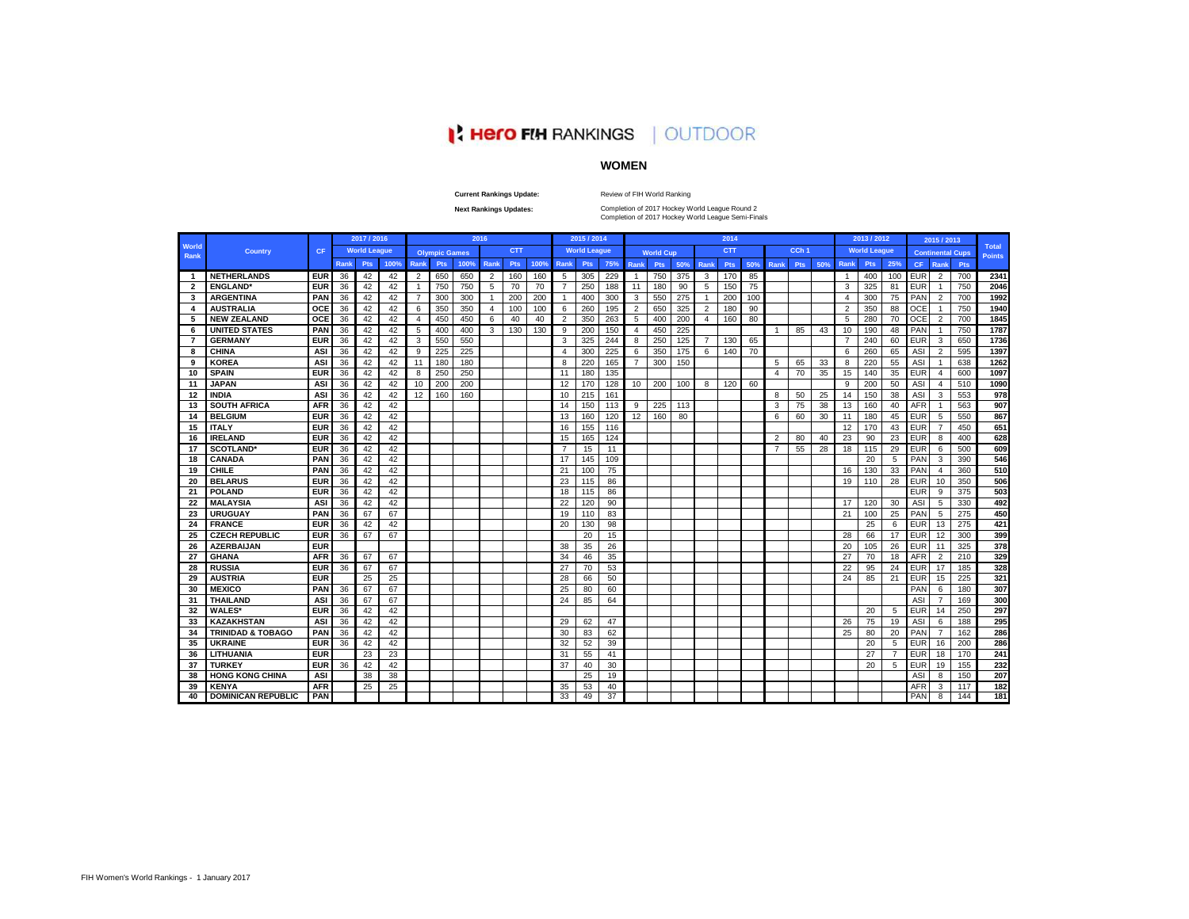# Hero FIH RANKINGS | OUTDOOR

## WOMEN

**Current Rankings Update:** Review of FIH World Ranking

**Next Rankings Updates:** Completion of 2017 Hockey World League Round 2
Completion of 2017 Hockey World League Semi-Finals

| World Rank | Country | CF | 2017 / 2016 | | | 2016 | | | | | | 2015 / 2014 | | | 2014 | | | | | | | | | 2013 / 2012 | | | 2015 / 2013 | | | Total Points |
|---|---|---|---|---|---|---|---|---|---|---|---|---|---|---|---|---|---|---|---|---|---|---|---|---|---|---|---|---|---|---|
| | | | World League | | | Olympic Games | | | CTT | | | World League | | | World Cup | | | CTT | | | CCh 1 | | | World League | | | Continental Cups | | | |
| | | | Rank | Pts | 100% | Rank | Pts | 100% | Rank | Pts | 100% | Rank | Pts | 75% | Rank | Pts | 50% | Rank | Pts | 50% | Rank | Pts | 50% | Rank | Pts | 25% | CF | Rank | Pts | |
| 1 | NETHERLANDS | EUR | 36 | 42 | 42 | 2 | 650 | 650 | 2 | 160 | 160 | 5 | 305 | 229 | 1 | 750 | 375 | 3 | 170 | 85 | | | | 1 | 400 | 100 | EUR | 2 | 700 | 2341 |
| 2 | ENGLAND* | EUR | 36 | 42 | 42 | 1 | 750 | 750 | 5 | 70 | 70 | 7 | 250 | 188 | 11 | 180 | 90 | 5 | 150 | 75 | | | | 3 | 325 | 81 | EUR | 1 | 750 | 2046 |
| 3 | ARGENTINA | PAN | 36 | 42 | 42 | 7 | 300 | 300 | 1 | 200 | 200 | 1 | 400 | 300 | 3 | 550 | 275 | 1 | 200 | 100 | | | | 4 | 300 | 75 | PAN | 2 | 700 | 1992 |
| 4 | AUSTRALIA | OCE | 36 | 42 | 42 | 6 | 350 | 350 | 4 | 100 | 100 | 6 | 260 | 195 | 2 | 650 | 325 | 2 | 180 | 90 | | | | 2 | 350 | 88 | OCE | 1 | 750 | 1940 |
| 5 | NEW ZEALAND | OCE | 36 | 42 | 42 | 4 | 450 | 450 | 6 | 40 | 40 | 2 | 350 | 263 | 5 | 400 | 200 | 4 | 160 | 80 | | | | 5 | 280 | 70 | OCE | 2 | 700 | 1845 |
| 6 | UNITED STATES | PAN | 36 | 42 | 42 | 5 | 400 | 400 | 3 | 130 | 130 | 9 | 200 | 150 | 4 | 450 | 225 | | | | 1 | 85 | 43 | 10 | 190 | 48 | PAN | 1 | 750 | 1787 |
| 7 | GERMANY | EUR | 36 | 42 | 42 | 3 | 550 | 550 | | | | 3 | 325 | 244 | 8 | 250 | 125 | 7 | 130 | 65 | | | | 7 | 240 | 60 | EUR | 3 | 650 | 1736 |
| 8 | CHINA | ASI | 36 | 42 | 42 | 9 | 225 | 225 | | | | 4 | 300 | 225 | 6 | 350 | 175 | 6 | 140 | 70 | | | | 6 | 260 | 65 | ASI | 2 | 595 | 1397 |
| 9 | KOREA | ASI | 36 | 42 | 42 | 11 | 180 | 180 | | | | 8 | 220 | 165 | 7 | 300 | 150 | | | | 5 | 65 | 33 | 8 | 220 | 55 | ASI | 1 | 638 | 1262 |
| 10 | SPAIN | EUR | 36 | 42 | 42 | 8 | 250 | 250 | | | | 11 | 180 | 135 | | | | | | | 4 | 70 | 35 | 15 | 140 | 35 | EUR | 4 | 600 | 1097 |
| 11 | JAPAN | ASI | 36 | 42 | 42 | 10 | 200 | 200 | | | | 12 | 170 | 128 | 10 | 200 | 100 | 8 | 120 | 60 | | | | 9 | 200 | 50 | ASI | 4 | 510 | 1090 |
| 12 | INDIA | ASI | 36 | 42 | 42 | 12 | 160 | 160 | | | | 10 | 215 | 161 | | | | | | | 8 | 50 | 25 | 14 | 150 | 38 | ASI | 3 | 553 | 978 |
| 13 | SOUTH AFRICA | AFR | 36 | 42 | 42 | | | | | | | 14 | 150 | 113 | 9 | 225 | 113 | | | | 3 | 75 | 38 | 13 | 160 | 40 | AFR | 1 | 563 | 907 |
| 14 | BELGIUM | EUR | 36 | 42 | 42 | | | | | | | 13 | 160 | 120 | 12 | 160 | 80 | | | | 6 | 60 | 30 | 11 | 180 | 45 | EUR | 5 | 550 | 867 |
| 15 | ITALY | EUR | 36 | 42 | 42 | | | | | | | 16 | 155 | 116 | | | | | | | | | | 12 | 170 | 43 | EUR | 7 | 450 | 651 |
| 16 | IRELAND | EUR | 36 | 42 | 42 | | | | | | | 15 | 165 | 124 | | | | | | | 2 | 80 | 40 | 23 | 90 | 23 | EUR | 8 | 400 | 628 |
| 17 | SCOTLAND* | EUR | 36 | 42 | 42 | | | | | | | 7 | 15 | 11 | | | | | | | 7 | 55 | 28 | 18 | 115 | 29 | EUR | 6 | 500 | 609 |
| 18 | CANADA | PAN | 36 | 42 | 42 | | | | | | | 17 | 145 | 109 | | | | | | | | | | | 20 | 5 | PAN | 3 | 390 | 546 |
| 19 | CHILE | PAN | 36 | 42 | 42 | | | | | | | 21 | 100 | 75 | | | | | | | | | | 16 | 130 | 33 | PAN | 4 | 360 | 510 |
| 20 | BELARUS | EUR | 36 | 42 | 42 | | | | | | | 23 | 115 | 86 | | | | | | | | | | 19 | 110 | 28 | EUR | 10 | 350 | 506 |
| 21 | POLAND | EUR | 36 | 42 | 42 | | | | | | | 18 | 115 | 86 | | | | | | | | | | | | | EUR | 9 | 375 | 503 |
| 22 | MALAYSIA | ASI | 36 | 42 | 42 | | | | | | | 22 | 120 | 90 | | | | | | | | | | 17 | 120 | 30 | ASI | 5 | 330 | 492 |
| 23 | URUGUAY | PAN | 36 | 67 | 67 | | | | | | | 19 | 110 | 83 | | | | | | | | | | 21 | 100 | 25 | PAN | 5 | 275 | 450 |
| 24 | FRANCE | EUR | 36 | 42 | 42 | | | | | | | 20 | 130 | 98 | | | | | | | | | | | 25 | 6 | EUR | 13 | 275 | 421 |
| 25 | CZECH REPUBLIC | EUR | 36 | 67 | 67 | | | | | | | | 20 | 15 | | | | | | | | | | 28 | 66 | 17 | EUR | 12 | 300 | 399 |
| 26 | AZERBAIJAN | EUR | | | | | | | | | | 38 | 35 | 26 | | | | | | | | | | 20 | 105 | 26 | EUR | 11 | 325 | 378 |
| 27 | GHANA | AFR | 36 | 67 | 67 | | | | | | | 34 | 46 | 35 | | | | | | | | | | 27 | 70 | 18 | AFR | 2 | 210 | 329 |
| 28 | RUSSIA | EUR | 36 | 67 | 67 | | | | | | | 27 | 70 | 53 | | | | | | | | | | 22 | 95 | 24 | EUR | 17 | 185 | 328 |
| 29 | AUSTRIA | EUR | | 25 | 25 | | | | | | | 28 | 66 | 50 | | | | | | | | | | 24 | 85 | 21 | EUR | 15 | 225 | 321 |
| 30 | MEXICO | PAN | 36 | 67 | 67 | | | | | | | 25 | 80 | 60 | | | | | | | | | | | | | PAN | 6 | 180 | 307 |
| 31 | THAILAND | ASI | 36 | 67 | 67 | | | | | | | 24 | 85 | 64 | | | | | | | | | | | | | ASI | 7 | 169 | 300 |
| 32 | WALES* | EUR | 36 | 42 | 42 | | | | | | | | | | | | | | | | | | | | 20 | 5 | EUR | 14 | 250 | 297 |
| 33 | KAZAKHSTAN | ASI | 36 | 42 | 42 | | | | | | | 29 | 62 | 47 | | | | | | | | | | 26 | 75 | 19 | ASI | 6 | 188 | 295 |
| 34 | TRINIDAD & TOBAGO | PAN | 36 | 42 | 42 | | | | | | | 30 | 83 | 62 | | | | | | | | | | 25 | 80 | 20 | PAN | 7 | 162 | 286 |
| 35 | UKRAINE | EUR | 36 | 42 | 42 | | | | | | | 32 | 52 | 39 | | | | | | | | | | | 20 | 5 | EUR | 16 | 200 | 286 |
| 36 | LITHUANIA | EUR | | 23 | 23 | | | | | | | 31 | 55 | 41 | | | | | | | | | | | 27 | 7 | EUR | 18 | 170 | 241 |
| 37 | TURKEY | EUR | 36 | 42 | 42 | | | | | | | 37 | 40 | 30 | | | | | | | | | | | 20 | 5 | EUR | 19 | 155 | 232 |
| 38 | HONG KONG CHINA | ASI | | 38 | 38 | | | | | | | | 25 | 19 | | | | | | | | | | | | | ASI | 8 | 150 | 207 |
| 39 | KENYA | AFR | | 25 | 25 | | | | | | | 35 | 53 | 40 | | | | | | | | | | | | | AFR | 3 | 117 | 182 |
| 40 | DOMINICAN REPUBLIC | PAN | | | | | | | | | | 33 | 49 | 37 | | | | | | | | | | | | | PAN | 8 | 144 | 181 |

FIH Women's World Rankings - 1 January 2017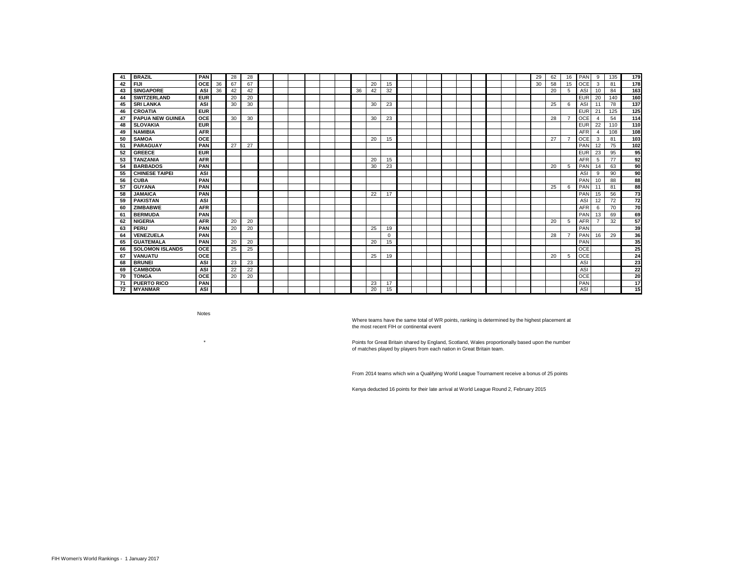| | | | | | | | | | | | | | | | | | | | | | | | | | | | | | | |
|---|---|---|---|---|---|---|---|---|---|---|---|---|---|---|---|---|---|---|---|---|---|---|---|---|---|---|---|---|---|---|
| 41 | BRAZIL | PAN | | 28 | 28 | | | | | | | | | | | | | | | | | | | 29 | 62 | 16 | PAN | 9 | 135 | 179 |
| 42 | FIJI | OCE | 36 | 67 | 67 | | | | | | | | 20 | 15 | | | | | | | | | | 30 | 58 | 15 | OCE | 3 | 81 | 178 |
| 43 | SINGAPORE | ASI | 36 | 42 | 42 | | | | | | | 36 | 42 | 32 | | | | | | | | | | | 20 | 5 | ASI | 10 | 84 | 163 |
| 44 | SWITZERLAND | EUR | | 20 | 20 | | | | | | | | | | | | | | | | | | | | | | EUR | 20 | 140 | 160 |
| 45 | SRI LANKA | ASI | | 30 | 30 | | | | | | | | 30 | 23 | | | | | | | | | | | 25 | 6 | ASI | 11 | 78 | 137 |
| 46 | CROATIA | EUR | | | | | | | | | | | | | | | | | | | | | | | | | EUR | 21 | 125 | 125 |
| 47 | PAPUA NEW GUINEA | OCE | | 30 | 30 | | | | | | | | 30 | 23 | | | | | | | | | | | 28 | 7 | OCE | 4 | 54 | 114 |
| 48 | SLOVAKIA | EUR | | | | | | | | | | | | | | | | | | | | | | | | | EUR | 22 | 110 | 110 |
| 49 | NAMIBIA | AFR | | | | | | | | | | | | | | | | | | | | | | | | | AFR | 4 | 108 | 108 |
| 50 | SAMOA | OCE | | | | | | | | | | | 20 | 15 | | | | | | | | | | | 27 | 7 | OCE | 3 | 81 | 103 |
| 51 | PARAGUAY | PAN | | 27 | 27 | | | | | | | | | | | | | | | | | | | | | | PAN | 12 | 75 | 102 |
| 52 | GREECE | EUR | | | | | | | | | | | | | | | | | | | | | | | | | EUR | 23 | 95 | 95 |
| 53 | TANZANIA | AFR | | | | | | | | | | | 20 | 15 | | | | | | | | | | | | | AFR | 5 | 77 | 92 |
| 54 | BARBADOS | PAN | | | | | | | | | | | 30 | 23 | | | | | | | | | | | 20 | 5 | PAN | 14 | 63 | 90 |
| 55 | CHINESE TAIPEI | ASI | | | | | | | | | | | | | | | | | | | | | | | | | ASI | 9 | 90 | 90 |
| 56 | CUBA | PAN | | | | | | | | | | | | | | | | | | | | | | | | | PAN | 10 | 88 | 88 |
| 57 | GUYANA | PAN | | | | | | | | | | | | | | | | | | | | | | | 25 | 6 | PAN | 11 | 81 | 88 |
| 58 | JAMAICA | PAN | | | | | | | | | | | 22 | 17 | | | | | | | | | | | | | PAN | 15 | 56 | 73 |
| 59 | PAKISTAN | ASI | | | | | | | | | | | | | | | | | | | | | | | | | ASI | 12 | 72 | 72 |
| 60 | ZIMBABWE | AFR | | | | | | | | | | | | | | | | | | | | | | | | | AFR | 6 | 70 | 70 |
| 61 | BERMUDA | PAN | | | | | | | | | | | | | | | | | | | | | | | | | PAN | 13 | 69 | 69 |
| 62 | NIGERIA | AFR | | 20 | 20 | | | | | | | | | | | | | | | | | | | | 20 | 5 | AFR | 7 | 32 | 57 |
| 63 | PERU | PAN | | 20 | 20 | | | | | | | | 25 | 19 | | | | | | | | | | | | | PAN | | | 39 |
| 64 | VENEZUELA | PAN | | | | | | | | | | | | 0 | | | | | | | | | | | 28 | 7 | PAN | 16 | 29 | 36 |
| 65 | GUATEMALA | PAN | | 20 | 20 | | | | | | | | 20 | 15 | | | | | | | | | | | | | PAN | | | 35 |
| 66 | SOLOMON ISLANDS | OCE | | 25 | 25 | | | | | | | | | | | | | | | | | | | | | | OCE | | | 25 |
| 67 | VANUATU | OCE | | | | | | | | | | | 25 | 19 | | | | | | | | | | | 20 | 5 | OCE | | | 24 |
| 68 | BRUNEI | ASI | | 23 | 23 | | | | | | | | | | | | | | | | | | | | | | ASI | | | 23 |
| 69 | CAMBODIA | ASI | | 22 | 22 | | | | | | | | | | | | | | | | | | | | | | ASI | | | 22 |
| 70 | TONGA | OCE | | 20 | 20 | | | | | | | | | | | | | | | | | | | | | | OCE | | | 20 |
| 71 | PUERTO RICO | PAN | | | | | | | | | | | 23 | 17 | | | | | | | | | | | | | PAN | | | 17 |
| 72 | MYANMAR | ASI | | | | | | | | | | | 20 | 15 | | | | | | | | | | | | | ASI | | | 15 |

Notes

Where teams have the same total of WR points, ranking is determined by the highest placement at the most recent FIH or continental event

\* Points for Great Britain shared by England, Scotland, Wales proportionally based upon the number of matches played by players from each nation in Great Britain team.

From 2014 teams which win a Qualifying World League Tournament receive a bonus of 25 points

Kenya deducted 16 points for their late arrival at World League Round 2, February 2015

FIH Women's World Rankings - 1 January 2017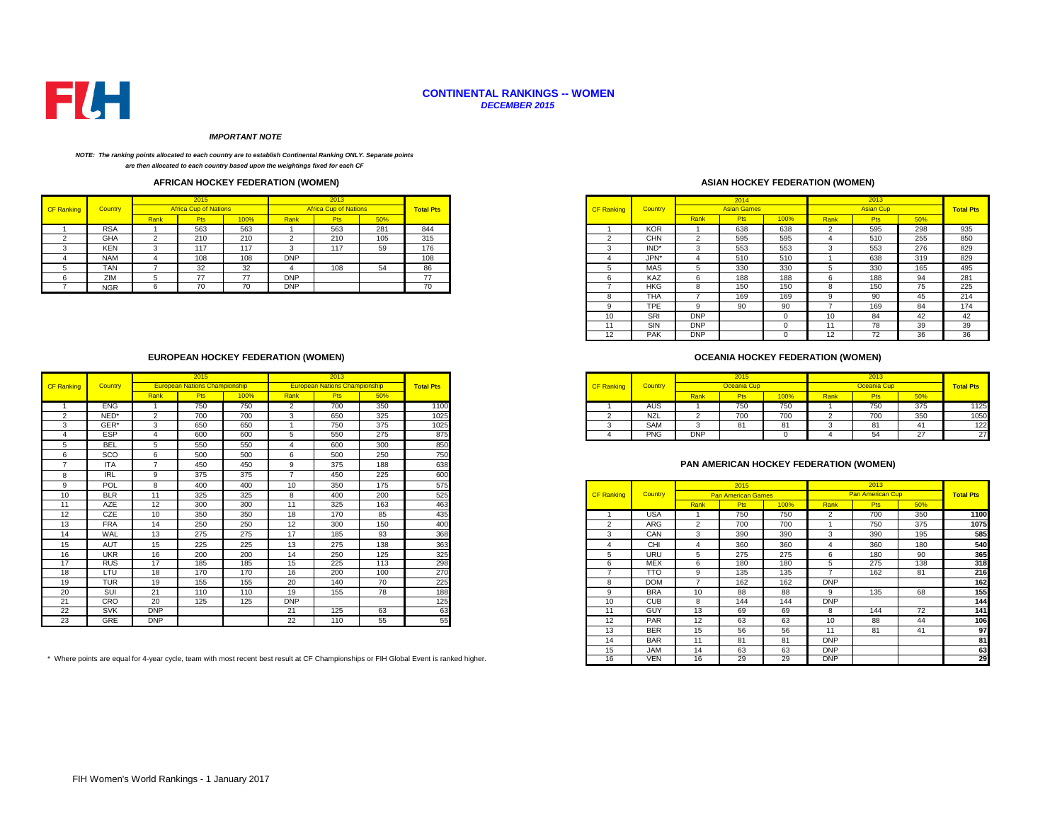# CONTINENTAL RANKINGS -- WOMEN

***DECEMBER 2015***

***IMPORTANT NOTE***

***NOTE: The ranking points allocated to each country are to establish Continental Ranking ONLY. Separate points are then allocated to each country based upon the weightings fixed for each CF***

## AFRICAN HOCKEY FEDERATION (WOMEN)

| CF Ranking | Country | 2015 Africa Cup of Nations | | | 2013 Africa Cup of Nations | | | Total Pts |
|---|---|---|---|---|---|---|---|---|
| | | Rank | Pts | 100% | Rank | Pts | 50% | |
| 1 | RSA | 1 | 563 | 563 | 1 | 563 | 281 | 844 |
| 2 | GHA | 2 | 210 | 210 | 2 | 210 | 105 | 315 |
| 3 | KEN | 3 | 117 | 117 | 3 | 117 | 59 | 176 |
| 4 | NAM | 4 | 108 | 108 | DNP | | | 108 |
| 5 | TAN | 7 | 32 | 32 | 4 | 108 | 54 | 86 |
| 6 | ZIM | 5 | 77 | 77 | DNP | | | 77 |
| 7 | NGR | 6 | 70 | 70 | DNP | | | 70 |

## ASIAN HOCKEY FEDERATION (WOMEN)

| CF Ranking | Country | 2014 Asian Games | | | 2013 Asian Cup | | | Total Pts |
|---|---|---|---|---|---|---|---|---|
| | | Rank | Pts | 100% | Rank | Pts | 50% | |
| 1 | KOR | 1 | 638 | 638 | 2 | 595 | 298 | 935 |
| 2 | CHN | 2 | 595 | 595 | 4 | 510 | 255 | 850 |
| 3 | IND* | 3 | 553 | 553 | 3 | 553 | 276 | 829 |
| 4 | JPN* | 4 | 510 | 510 | 1 | 638 | 319 | 829 |
| 5 | MAS | 5 | 330 | 330 | 5 | 330 | 165 | 495 |
| 6 | KAZ | 6 | 188 | 188 | 6 | 188 | 94 | 281 |
| 7 | HKG | 8 | 150 | 150 | 8 | 150 | 75 | 225 |
| 8 | THA | 7 | 169 | 169 | 9 | 90 | 45 | 214 |
| 9 | TPE | 9 | 90 | 90 | 7 | 169 | 84 | 174 |
| 10 | SRI | DNP | | 0 | 10 | 84 | 42 | 42 |
| 11 | SIN | DNP | | 0 | 11 | 78 | 39 | 39 |
| 12 | PAK | DNP | | 0 | 12 | 72 | 36 | 36 |

## EUROPEAN HOCKEY FEDERATION (WOMEN)

| CF Ranking | Country | 2015 European Nations Championship | | | 2013 European Nations Championship | | | Total Pts |
|---|---|---|---|---|---|---|---|---|
| | | Rank | Pts | 100% | Rank | Pts | 50% | |
| 1 | ENG | 1 | 750 | 750 | 2 | 700 | 350 | 1100 |
| 2 | NED* | 2 | 700 | 700 | 3 | 650 | 325 | 1025 |
| 3 | GER* | 3 | 650 | 650 | 1 | 750 | 375 | 1025 |
| 4 | ESP | 4 | 600 | 600 | 5 | 550 | 275 | 875 |
| 5 | BEL | 5 | 550 | 550 | 4 | 600 | 300 | 850 |
| 6 | SCO | 6 | 500 | 500 | 6 | 500 | 250 | 750 |
| 7 | ITA | 7 | 450 | 450 | 9 | 375 | 188 | 638 |
| 8 | IRL | 9 | 375 | 375 | 7 | 450 | 225 | 600 |
| 9 | POL | 8 | 400 | 400 | 10 | 350 | 175 | 575 |
| 10 | BLR | 11 | 325 | 325 | 8 | 400 | 200 | 525 |
| 11 | AZE | 12 | 300 | 300 | 11 | 325 | 163 | 463 |
| 12 | CZE | 10 | 350 | 350 | 18 | 170 | 85 | 435 |
| 13 | FRA | 14 | 250 | 250 | 12 | 300 | 150 | 400 |
| 14 | WAL | 13 | 275 | 275 | 17 | 185 | 93 | 368 |
| 15 | AUT | 15 | 225 | 225 | 13 | 275 | 138 | 363 |
| 16 | UKR | 16 | 200 | 200 | 14 | 250 | 125 | 325 |
| 17 | RUS | 17 | 185 | 185 | 15 | 225 | 113 | 298 |
| 18 | LTU | 18 | 170 | 170 | 16 | 200 | 100 | 270 |
| 19 | TUR | 19 | 155 | 155 | 20 | 140 | 70 | 225 |
| 20 | SUI | 21 | 110 | 110 | 19 | 155 | 78 | 188 |
| 21 | CRO | 20 | 125 | 125 | DNP | | | 125 |
| 22 | SVK | DNP | | | 21 | 125 | 63 | 63 |
| 23 | GRE | DNP | | | 22 | 110 | 55 | 55 |

\* Where points are equal for 4-year cycle, team with most recent best result at CF Championships or FIH Global Event is ranked higher.

## OCEANIA HOCKEY FEDERATION (WOMEN)

| CF Ranking | Country | 2015 Oceania Cup | | | 2013 Oceania Cup | | | Total Pts |
|---|---|---|---|---|---|---|---|---|
| | | Rank | Pts | 100% | Rank | Pts | 50% | |
| 1 | AUS | 1 | 750 | 750 | 1 | 750 | 375 | 1125 |
| 2 | NZL | 2 | 700 | 700 | 2 | 700 | 350 | 1050 |
| 3 | SAM | 3 | 81 | 81 | 3 | 81 | 41 | 122 |
| 4 | PNG | DNP | | 0 | 4 | 54 | 27 | 27 |

## PAN AMERICAN HOCKEY FEDERATION (WOMEN)

| CF Ranking | Country | 2015 Pan American Games | | | 2013 Pan American Cup | | | Total Pts |
|---|---|---|---|---|---|---|---|---|
| | | Rank | Pts | 100% | Rank | Pts | 50% | |
| 1 | USA | 1 | 750 | 750 | 2 | 700 | 350 | 1100 |
| 2 | ARG | 2 | 700 | 700 | 1 | 750 | 375 | 1075 |
| 3 | CAN | 3 | 390 | 390 | 3 | 390 | 195 | 585 |
| 4 | CHI | 4 | 360 | 360 | 4 | 360 | 180 | 540 |
| 5 | URU | 5 | 275 | 275 | 6 | 180 | 90 | 365 |
| 6 | MEX | 6 | 180 | 180 | 5 | 275 | 138 | 318 |
| 7 | TTO | 9 | 135 | 135 | 7 | 162 | 81 | 216 |
| 8 | DOM | 7 | 162 | 162 | DNP | | | 162 |
| 9 | BRA | 10 | 88 | 88 | 9 | 135 | 68 | 155 |
| 10 | CUB | 8 | 144 | 144 | DNP | | | 144 |
| 11 | GUY | 13 | 69 | 69 | 8 | 144 | 72 | 141 |
| 12 | PAR | 12 | 63 | 63 | 10 | 88 | 44 | 106 |
| 13 | BER | 15 | 56 | 56 | 11 | 81 | 41 | 97 |
| 14 | BAR | 11 | 81 | 81 | DNP | | | 81 |
| 15 | JAM | 14 | 63 | 63 | DNP | | | 63 |
| 16 | VEN | 16 | 29 | 29 | DNP | | | 29 |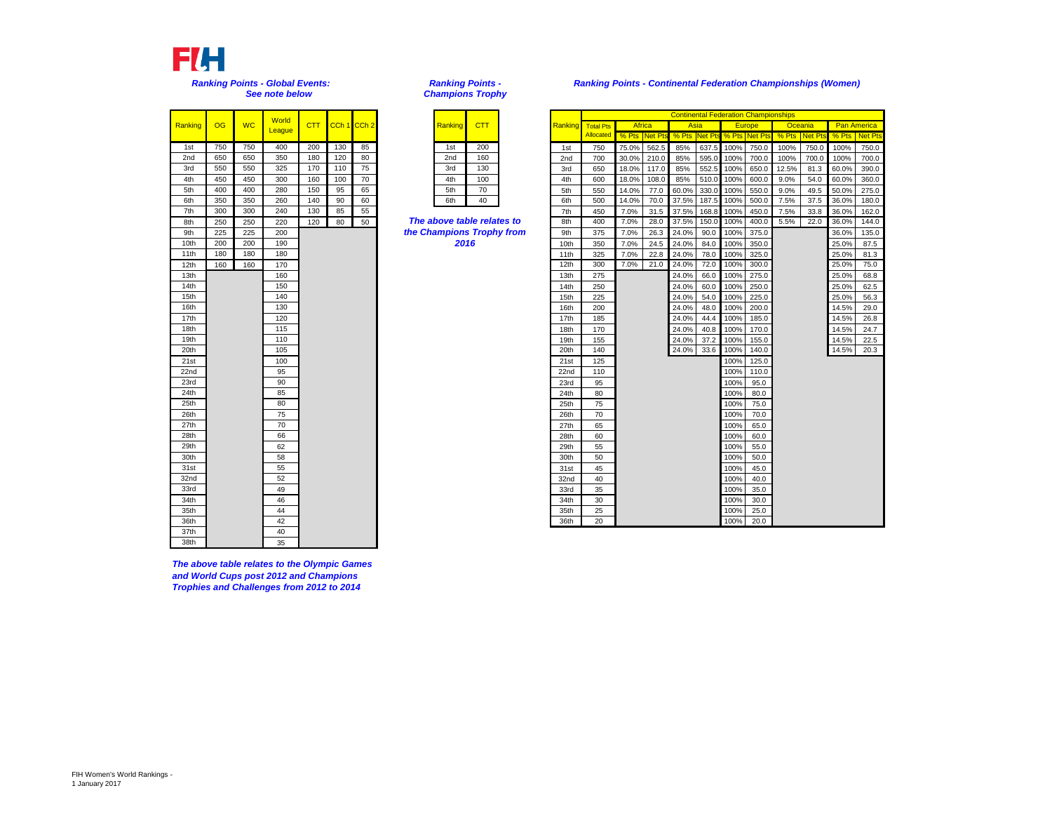FIH

### *Ranking Points - Global Events: See note below*

| Ranking | OG | WC | World League | CTT | CCh 1 | CCh 2 |
|---|---|---|---|---|---|---|
| 1st | 750 | 750 | 400 | 200 | 130 | 85 |
| 2nd | 650 | 650 | 350 | 180 | 120 | 80 |
| 3rd | 550 | 550 | 325 | 170 | 110 | 75 |
| 4th | 450 | 450 | 300 | 160 | 100 | 70 |
| 5th | 400 | 400 | 280 | 150 | 95 | 65 |
| 6th | 350 | 350 | 260 | 140 | 90 | 60 |
| 7th | 300 | 300 | 240 | 130 | 85 | 55 |
| 8th | 250 | 250 | 220 | 120 | 80 | 50 |
| 9th | 225 | 225 | 200 | | | |
| 10th | 200 | 200 | 190 | | | |
| 11th | 180 | 180 | 180 | | | |
| 12th | 160 | 160 | 170 | | | |
| 13th | | | 160 | | | |
| 14th | | | 150 | | | |
| 15th | | | 140 | | | |
| 16th | | | 130 | | | |
| 17th | | | 120 | | | |
| 18th | | | 115 | | | |
| 19th | | | 110 | | | |
| 20th | | | 105 | | | |
| 21st | | | 100 | | | |
| 22nd | | | 95 | | | |
| 23rd | | | 90 | | | |
| 24th | | | 85 | | | |
| 25th | | | 80 | | | |
| 26th | | | 75 | | | |
| 27th | | | 70 | | | |
| 28th | | | 66 | | | |
| 29th | | | 62 | | | |
| 30th | | | 58 | | | |
| 31st | | | 55 | | | |
| 32nd | | | 52 | | | |
| 33rd | | | 49 | | | |
| 34th | | | 46 | | | |
| 35th | | | 44 | | | |
| 36th | | | 42 | | | |
| 37th | | | 40 | | | |
| 38th | | | 35 | | | |

*The above table relates to the Olympic Games and World Cups post 2012 and Champions Trophies and Challenges from 2012 to 2014*

### *Ranking Points - Champions Trophy*

| Ranking | CTT |
|---|---|
| 1st | 200 |
| 2nd | 160 |
| 3rd | 130 |
| 4th | 100 |
| 5th | 70 |
| 6th | 40 |

*The above table relates to the Champions Trophy from 2016*

### *Ranking Points - Continental Federation Championships (Women)*

| Ranking | Continental Federation Championships | | | | | | | | | | |
|---|---|---|---|---|---|---|---|---|---|---|---|
| | Total Pts Allocated | Africa | | Asia | | Europe | | Oceania | | Pan America | |
| | | % Pts | Net Pts | % Pts | Net Pts | % Pts | Net Pts | % Pts | Net Pts | % Pts | Net Pts |
| 1st | 750 | 75.0% | 562.5 | 85% | 637.5 | 100% | 750.0 | 100% | 750.0 | 100% | 750.0 |
| 2nd | 700 | 30.0% | 210.0 | 85% | 595.0 | 100% | 700.0 | 100% | 700.0 | 100% | 700.0 |
| 3rd | 650 | 18.0% | 117.0 | 85% | 552.5 | 100% | 650.0 | 12.5% | 81.3 | 60.0% | 390.0 |
| 4th | 600 | 18.0% | 108.0 | 85% | 510.0 | 100% | 600.0 | 9.0% | 54.0 | 60.0% | 360.0 |
| 5th | 550 | 14.0% | 77.0 | 60.0% | 330.0 | 100% | 550.0 | 9.0% | 49.5 | 50.0% | 275.0 |
| 6th | 500 | 14.0% | 70.0 | 37.5% | 187.5 | 100% | 500.0 | 7.5% | 37.5 | 36.0% | 180.0 |
| 7th | 450 | 7.0% | 31.5 | 37.5% | 168.8 | 100% | 450.0 | 7.5% | 33.8 | 36.0% | 162.0 |
| 8th | 400 | 7.0% | 28.0 | 37.5% | 150.0 | 100% | 400.0 | 5.5% | 22.0 | 36.0% | 144.0 |
| 9th | 375 | 7.0% | 26.3 | 24.0% | 90.0 | 100% | 375.0 | | | 36.0% | 135.0 |
| 10th | 350 | 7.0% | 24.5 | 24.0% | 84.0 | 100% | 350.0 | | | 25.0% | 87.5 |
| 11th | 325 | 7.0% | 22.8 | 24.0% | 78.0 | 100% | 325.0 | | | 25.0% | 81.3 |
| 12th | 300 | 7.0% | 21.0 | 24.0% | 72.0 | 100% | 300.0 | | | 25.0% | 75.0 |
| 13th | 275 | | | 24.0% | 66.0 | 100% | 275.0 | | | 25.0% | 68.8 |
| 14th | 250 | | | 24.0% | 60.0 | 100% | 250.0 | | | 25.0% | 62.5 |
| 15th | 225 | | | 24.0% | 54.0 | 100% | 225.0 | | | 25.0% | 56.3 |
| 16th | 200 | | | 24.0% | 48.0 | 100% | 200.0 | | | 14.5% | 29.0 |
| 17th | 185 | | | 24.0% | 44.4 | 100% | 185.0 | | | 14.5% | 26.8 |
| 18th | 170 | | | 24.0% | 40.8 | 100% | 170.0 | | | 14.5% | 24.7 |
| 19th | 155 | | | 24.0% | 37.2 | 100% | 155.0 | | | 14.5% | 22.5 |
| 20th | 140 | | | 24.0% | 33.6 | 100% | 140.0 | | | 14.5% | 20.3 |
| 21st | 125 | | | | | 100% | 125.0 | | | | |
| 22nd | 110 | | | | | 100% | 110.0 | | | | |
| 23rd | 95 | | | | | 100% | 95.0 | | | | |
| 24th | 80 | | | | | 100% | 80.0 | | | | |
| 25th | 75 | | | | | 100% | 75.0 | | | | |
| 26th | 70 | | | | | 100% | 70.0 | | | | |
| 27th | 65 | | | | | 100% | 65.0 | | | | |
| 28th | 60 | | | | | 100% | 60.0 | | | | |
| 29th | 55 | | | | | 100% | 55.0 | | | | |
| 30th | 50 | | | | | 100% | 50.0 | | | | |
| 31st | 45 | | | | | 100% | 45.0 | | | | |
| 32nd | 40 | | | | | 100% | 40.0 | | | | |
| 33rd | 35 | | | | | 100% | 35.0 | | | | |
| 34th | 30 | | | | | 100% | 30.0 | | | | |
| 35th | 25 | | | | | 100% | 25.0 | | | | |
| 36th | 20 | | | | | 100% | 20.0 | | | | |